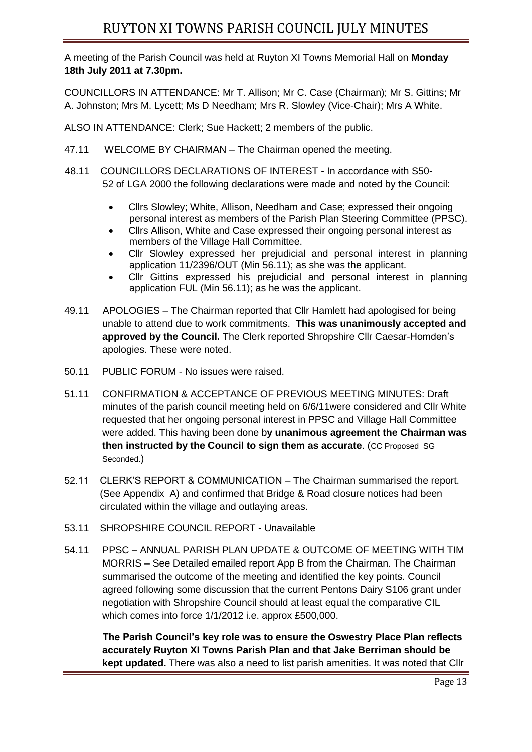# RUYTON XI TOWNS PARISH COUNCIL JULY MINUTES

A meeting of the Parish Council was held at Ruyton XI Towns Memorial Hall on **Monday 18th July 2011 at 7.30pm.**

COUNCILLORS IN ATTENDANCE: Mr T. Allison; Mr C. Case (Chairman); Mr S. Gittins; Mr A. Johnston; Mrs M. Lycett; Ms D Needham; Mrs R. Slowley (Vice-Chair); Mrs A White.

ALSO IN ATTENDANCE: Clerk; Sue Hackett; 2 members of the public.

47.11 WELCOME BY CHAIRMAN – The Chairman opened the meeting.

48.11 COUNCILLORS DECLARATIONS OF INTEREST - In accordance with S50-52 of LGA 2000 the following declarations were made and noted by the Council:

- Cllrs Slowley; White, Allison, Needham and Case; expressed their ongoing personal interest as members of the Parish Plan Steering Committee (PPSC).
- Cllrs Allison, White and Case expressed their ongoing personal interest as members of the Village Hall Committee.
- Cllr Slowley expressed her prejudicial and personal interest in planning application 11/2396/OUT (Min 56.11); as she was the applicant.
- Cllr Gittins expressed his prejudicial and personal interest in planning application FUL (Min 56.11); as he was the applicant.

49.11 APOLOGIES – The Chairman reported that Cllr Hamlett had apologised for being unable to attend due to work commitments. **This was unanimously accepted and approved by the Council.** The Clerk reported Shropshire Cllr Caesar-Homden's apologies. These were noted.

50.11 PUBLIC FORUM - No issues were raised.

51.11 CONFIRMATION & ACCEPTANCE OF PREVIOUS MEETING MINUTES: Draft minutes of the parish council meeting held on 6/6/11were considered and Cllr White requested that her ongoing personal interest in PPSC and Village Hall Committee were added. This having been done b**y unanimous agreement the Chairman was then instructed by the Council to sign them as accurate**. (CC Proposed SG Seconded.)

52.11 CLERK'S REPORT & COMMUNICATION – The Chairman summarised the report. (See Appendix A) and confirmed that Bridge & Road closure notices had been circulated within the village and outlaying areas.

53.11 SHROPSHIRE COUNCIL REPORT - Unavailable

54.11 PPSC – ANNUAL PARISH PLAN UPDATE & OUTCOME OF MEETING WITH TIM MORRIS – See Detailed emailed report App B from the Chairman. The Chairman summarised the outcome of the meeting and identified the key points. Council agreed following some discussion that the current Pentons Dairy S106 grant under negotiation with Shropshire Council should at least equal the comparative CIL which comes into force 1/1/2012 i.e. approx £500,000.

**The Parish Council's key role was to ensure the Oswestry Place Plan reflects accurately Ruyton XI Towns Parish Plan and that Jake Berriman should be kept updated.** There was also a need to list parish amenities. It was noted that Cllr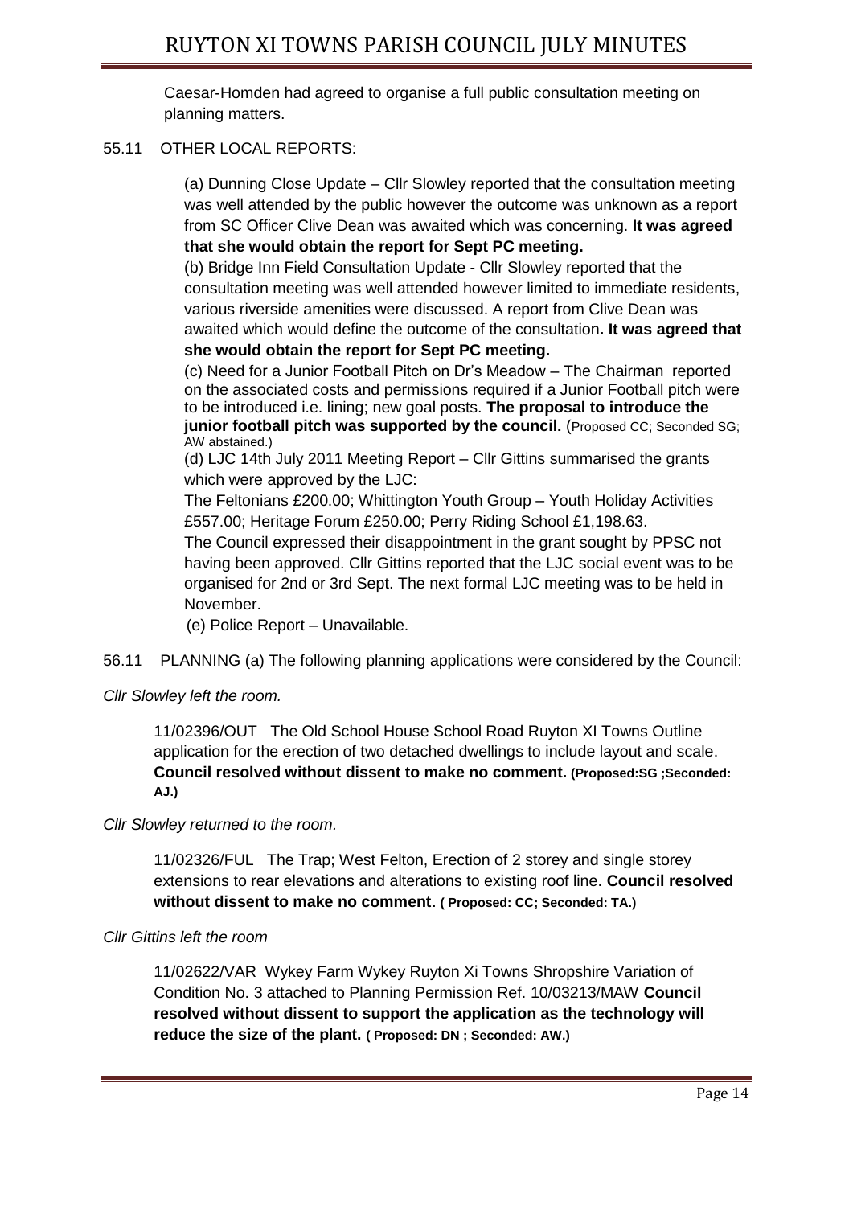Caesar-Homden had agreed to organise a full public consultation meeting on planning matters.

55.11 OTHER LOCAL REPORTS:

(a) Dunning Close Update – Cllr Slowley reported that the consultation meeting was well attended by the public however the outcome was unknown as a report from SC Officer Clive Dean was awaited which was concerning. **It was agreed that she would obtain the report for Sept PC meeting.**

(b) Bridge Inn Field Consultation Update - Cllr Slowley reported that the consultation meeting was well attended however limited to immediate residents, various riverside amenities were discussed. A report from Clive Dean was awaited which would define the outcome of the consultation**. It was agreed that she would obtain the report for Sept PC meeting.**

(c) Need for a Junior Football Pitch on Dr's Meadow – The Chairman reported on the associated costs and permissions required if a Junior Football pitch were to be introduced i.e. lining; new goal posts. **The proposal to introduce the junior football pitch was supported by the council.** (Proposed CC; Seconded SG; AW abstained.)

(d) LJC 14th July 2011 Meeting Report – Cllr Gittins summarised the grants which were approved by the LJC:

The Feltonians £200.00; Whittington Youth Group – Youth Holiday Activities £557.00; Heritage Forum £250.00; Perry Riding School £1,198.63.

The Council expressed their disappointment in the grant sought by PPSC not having been approved. Cllr Gittins reported that the LJC social event was to be organised for 2nd or 3rd Sept. The next formal LJC meeting was to be held in November.

(e) Police Report – Unavailable.

56.11 PLANNING (a) The following planning applications were considered by the Council:

*Cllr Slowley left the room.*

11/02396/OUT The Old School House School Road Ruyton XI Towns Outline application for the erection of two detached dwellings to include layout and scale. **Council resolved without dissent to make no comment. (Proposed:SG ;Seconded: AJ.)**

*Cllr Slowley returned to the room.*

11/02326/FUL The Trap; West Felton, Erection of 2 storey and single storey extensions to rear elevations and alterations to existing roof line. **Council resolved without dissent to make no comment. ( Proposed: CC; Seconded: TA.)**

*Cllr Gittins left the room*

11/02622/VAR Wykey Farm Wykey Ruyton Xi Towns Shropshire Variation of Condition No. 3 attached to Planning Permission Ref. 10/03213/MAW **Council resolved without dissent to support the application as the technology will reduce the size of the plant. ( Proposed: DN ; Seconded: AW.)**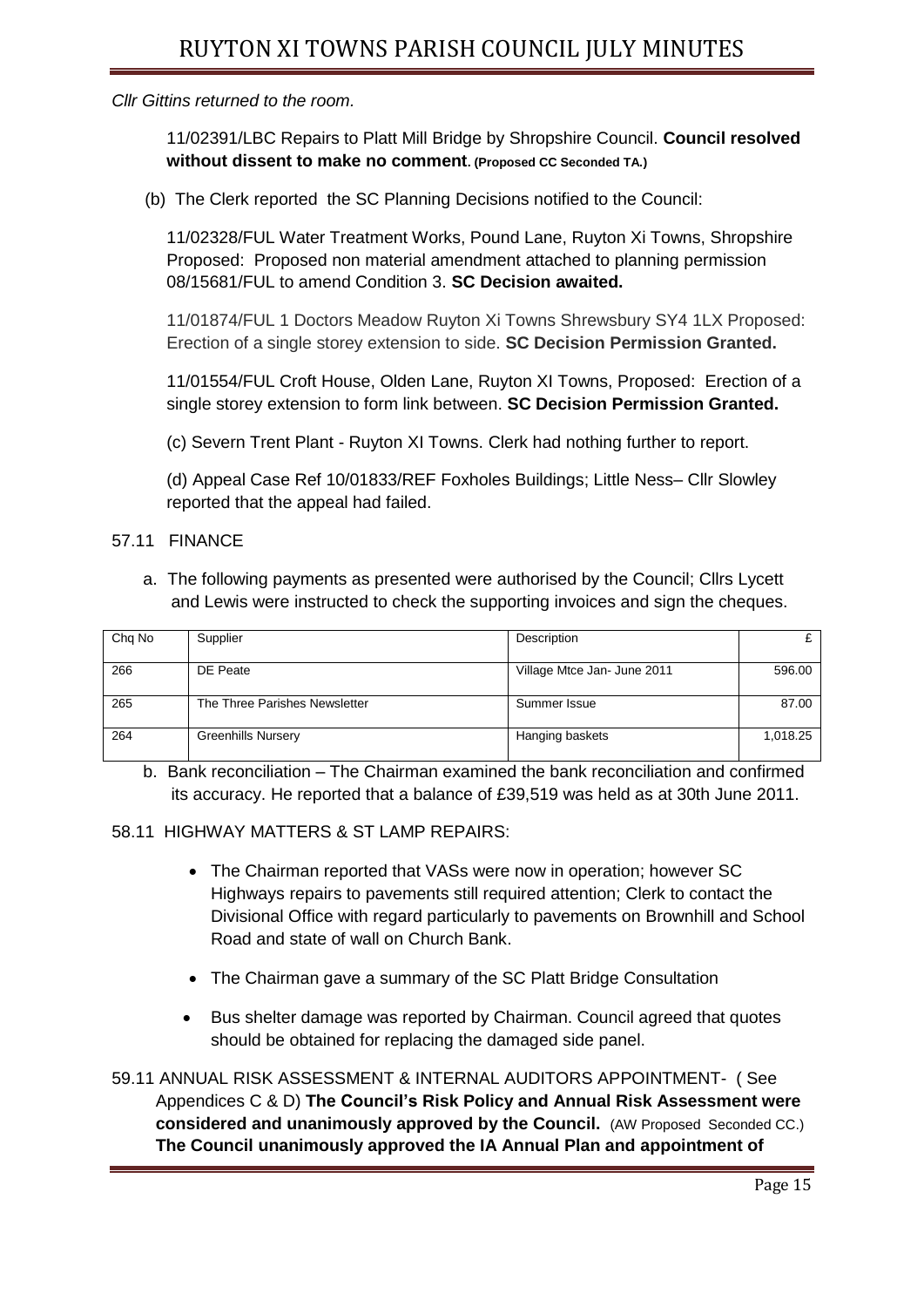*Cllr Gittins returned to the room.*

11/02391/LBC Repairs to Platt Mill Bridge by Shropshire Council. **Council resolved without dissent to make no comment. (Proposed CC Seconded TA.)**

(b) The Clerk reported the SC Planning Decisions notified to the Council:

11/02328/FUL Water Treatment Works, Pound Lane, Ruyton Xi Towns, Shropshire Proposed: Proposed non material amendment attached to planning permission 08/15681/FUL to amend Condition 3. **SC Decision awaited.**

11/01874/FUL 1 Doctors Meadow Ruyton Xi Towns Shrewsbury SY4 1LX Proposed: Erection of a single storey extension to side. **SC Decision Permission Granted.**

11/01554/FUL Croft House, Olden Lane, Ruyton XI Towns, Proposed: Erection of a single storey extension to form link between. **SC Decision Permission Granted.**

(c) Severn Trent Plant - Ruyton XI Towns. Clerk had nothing further to report.

(d) Appeal Case Ref 10/01833/REF Foxholes Buildings; Little Ness– Cllr Slowley reported that the appeal had failed.

57.11 FINANCE

a. The following payments as presented were authorised by the Council; Cllrs Lycett and Lewis were instructed to check the supporting invoices and sign the cheques.

| Chq No | Supplier | Description | £ |
|---|---|---|---|
| 266 | DE Peate | Village Mtce Jan- June 2011 | 596.00 |
| 265 | The Three Parishes Newsletter | Summer Issue | 87.00 |
| 264 | Greenhills Nursery | Hanging baskets | 1,018.25 |

b. Bank reconciliation – The Chairman examined the bank reconciliation and confirmed its accuracy. He reported that a balance of £39,519 was held as at 30th June 2011.

58.11 HIGHWAY MATTERS & ST LAMP REPAIRS:

- The Chairman reported that VASs were now in operation; however SC Highways repairs to pavements still required attention; Clerk to contact the Divisional Office with regard particularly to pavements on Brownhill and School Road and state of wall on Church Bank.
- The Chairman gave a summary of the SC Platt Bridge Consultation
- Bus shelter damage was reported by Chairman. Council agreed that quotes should be obtained for replacing the damaged side panel.

59.11 ANNUAL RISK ASSESSMENT & INTERNAL AUDITORS APPOINTMENT- ( See Appendices C & D) **The Council's Risk Policy and Annual Risk Assessment were considered and unanimously approved by the Council.** (AW Proposed Seconded CC.) **The Council unanimously approved the IA Annual Plan and appointment of**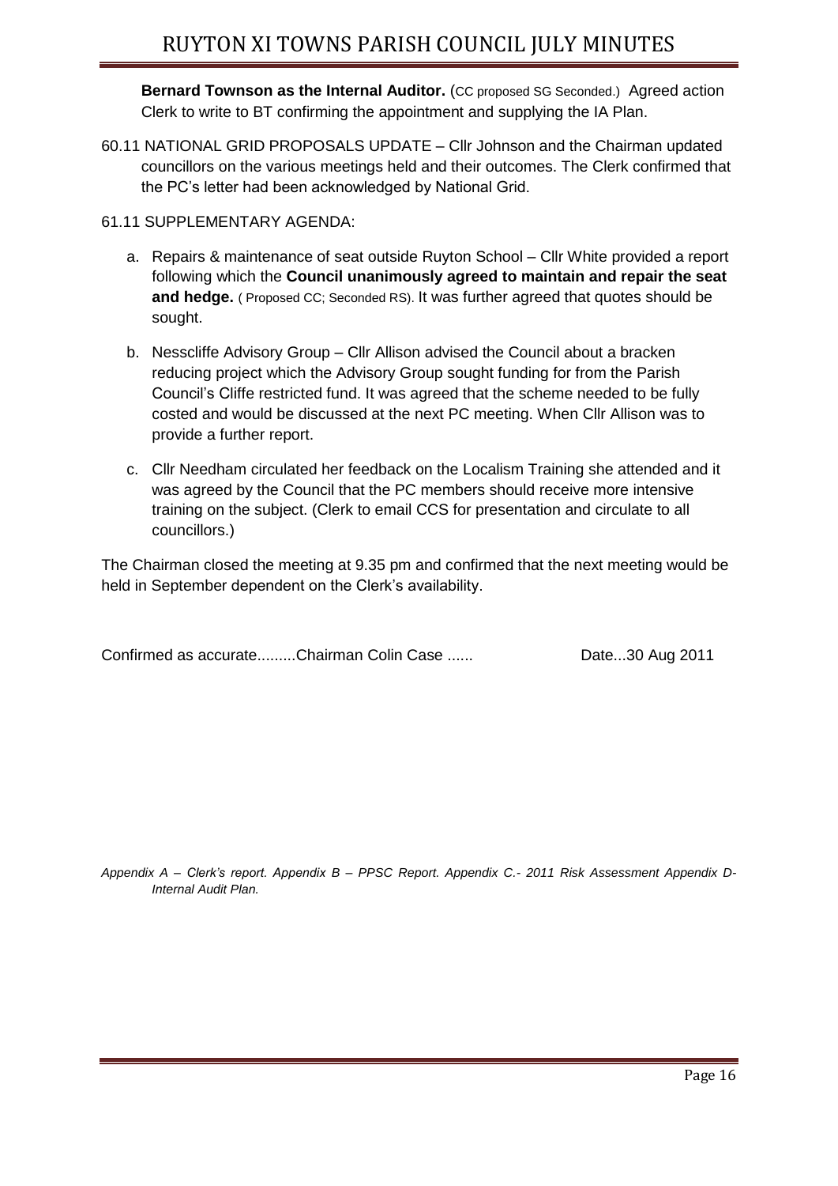**Bernard Townson as the Internal Auditor.** (CC proposed SG Seconded.) Agreed action Clerk to write to BT confirming the appointment and supplying the IA Plan.

60.11 NATIONAL GRID PROPOSALS UPDATE – Cllr Johnson and the Chairman updated councillors on the various meetings held and their outcomes. The Clerk confirmed that the PC's letter had been acknowledged by National Grid.

61.11 SUPPLEMENTARY AGENDA:

a. Repairs & maintenance of seat outside Ruyton School – Cllr White provided a report following which the **Council unanimously agreed to maintain and repair the seat and hedge.** ( Proposed CC; Seconded RS). It was further agreed that quotes should be sought.

b. Nesscliffe Advisory Group – Cllr Allison advised the Council about a bracken reducing project which the Advisory Group sought funding for from the Parish Council's Cliffe restricted fund. It was agreed that the scheme needed to be fully costed and would be discussed at the next PC meeting. When Cllr Allison was to provide a further report.

c. Cllr Needham circulated her feedback on the Localism Training she attended and it was agreed by the Council that the PC members should receive more intensive training on the subject. (Clerk to email CCS for presentation and circulate to all councillors.)

The Chairman closed the meeting at 9.35 pm and confirmed that the next meeting would be held in September dependent on the Clerk's availability.

Confirmed as accurate.........Chairman Colin Case ...... Date...30 Aug 2011

*Appendix A – Clerk's report. Appendix B – PPSC Report. Appendix C.- 2011 Risk Assessment Appendix D- Internal Audit Plan.*